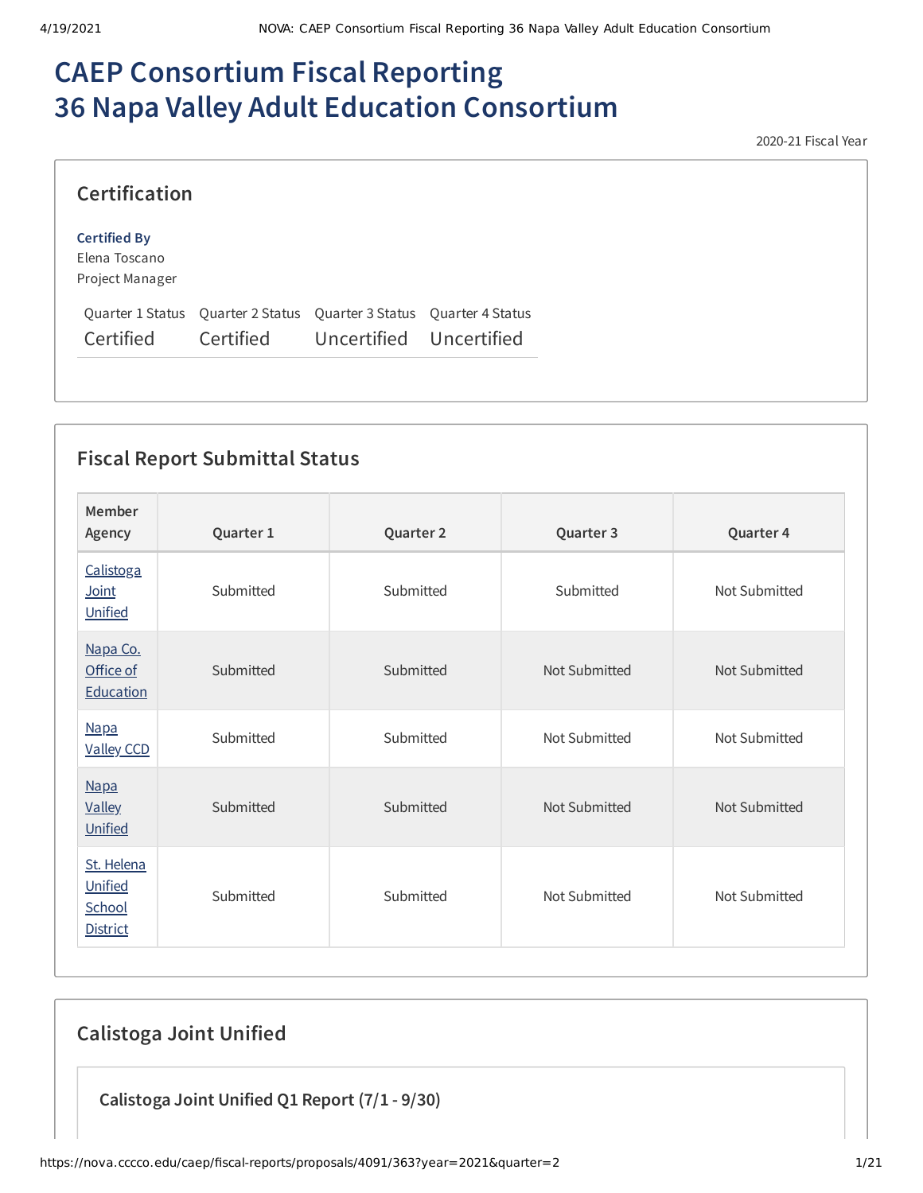# CAEP Consortium Fiscal Reporting
# 36 Napa Valley Adult Education Consortium

2020-21 Fiscal Year

## Certification

**Certified By**
Elena Toscano
Project Manager

| Quarter 1 Status | Quarter 2 Status | Quarter 3 Status | Quarter 4 Status |
|---|---|---|---|
| Certified | Certified | Uncertified | Uncertified |

## Fiscal Report Submittal Status

| Member Agency | Quarter 1 | Quarter 2 | Quarter 3 | Quarter 4 |
|---|---|---|---|---|
| Calistoga Joint Unified | Submitted | Submitted | Submitted | Not Submitted |
| Napa Co. Office of Education | Submitted | Submitted | Not Submitted | Not Submitted |
| Napa Valley CCD | Submitted | Submitted | Not Submitted | Not Submitted |
| Napa Valley Unified | Submitted | Submitted | Not Submitted | Not Submitted |
| St. Helena Unified School District | Submitted | Submitted | Not Submitted | Not Submitted |

## Calistoga Joint Unified

### Calistoga Joint Unified Q1 Report (7/1 - 9/30)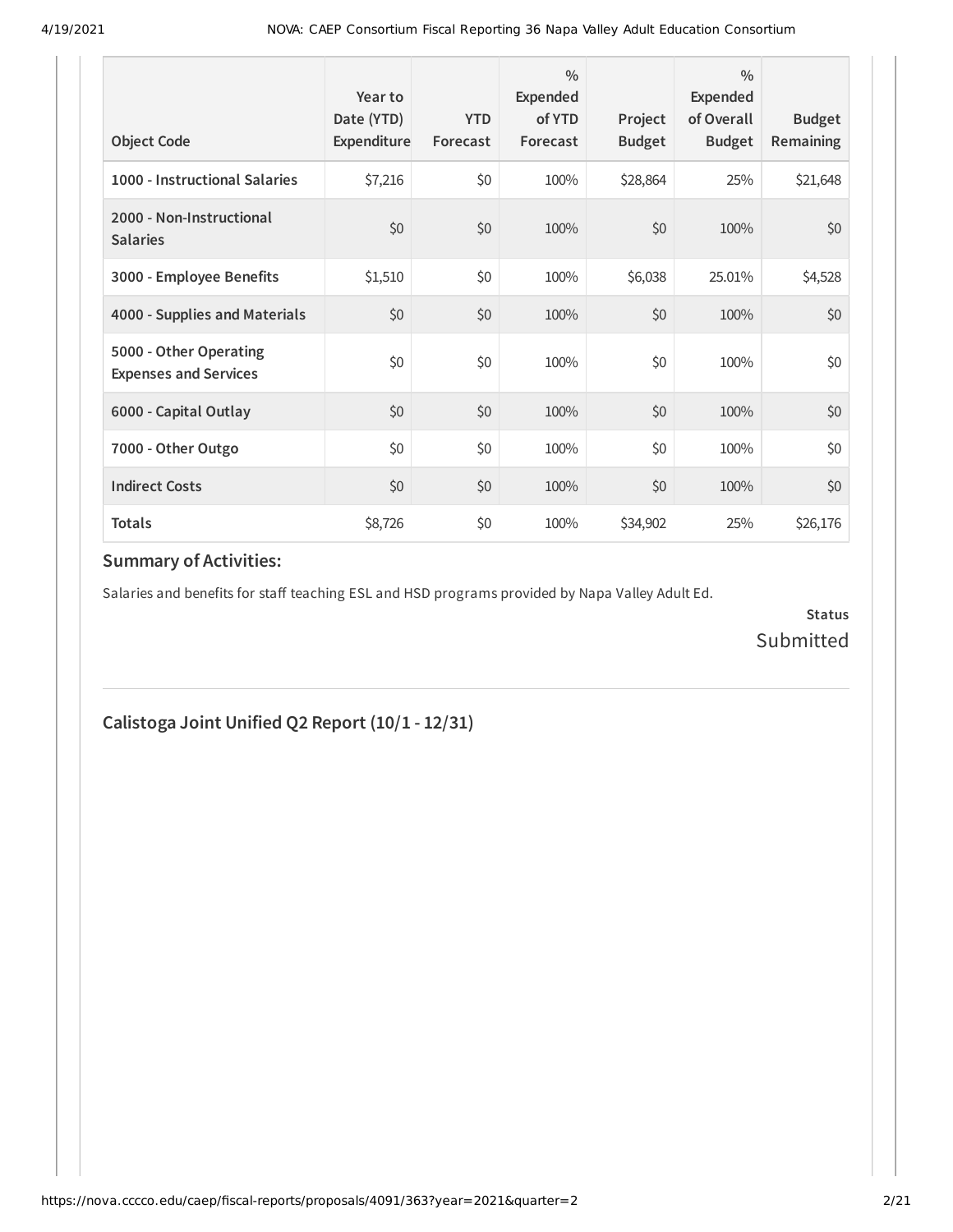| Object Code | Year to Date (YTD) Expenditure | YTD Forecast | % Expended of YTD Forecast | Project Budget | % Expended of Overall Budget | Budget Remaining |
| --- | --- | --- | --- | --- | --- | --- |
| 1000 - Instructional Salaries | $7,216 | $0 | 100% | $28,864 | 25% | $21,648 |
| 2000 - Non-Instructional Salaries | $0 | $0 | 100% | $0 | 100% | $0 |
| 3000 - Employee Benefits | $1,510 | $0 | 100% | $6,038 | 25.01% | $4,528 |
| 4000 - Supplies and Materials | $0 | $0 | 100% | $0 | 100% | $0 |
| 5000 - Other Operating Expenses and Services | $0 | $0 | 100% | $0 | 100% | $0 |
| 6000 - Capital Outlay | $0 | $0 | 100% | $0 | 100% | $0 |
| 7000 - Other Outgo | $0 | $0 | 100% | $0 | 100% | $0 |
| Indirect Costs | $0 | $0 | 100% | $0 | 100% | $0 |
| **Totals** | $8,726 | $0 | 100% | $34,902 | 25% | $26,176 |

### Summary of Activities:

Salaries and benefits for staff teaching ESL and HSD programs provided by Napa Valley Adult Ed.

**Status**
Submitted

### Calistoga Joint Unified Q2 Report (10/1 - 12/31)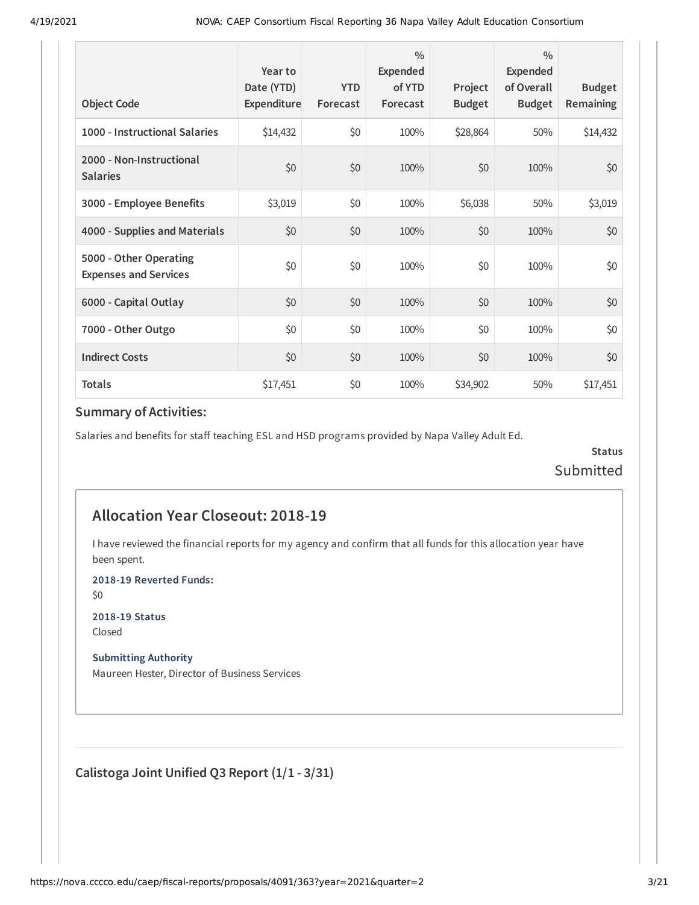| Object Code | Year to Date (YTD) Expenditure | YTD Forecast | % Expended of YTD Forecast | Project Budget | % Expended of Overall Budget | Budget Remaining |
|---|---|---|---|---|---|---|
| 1000 - Instructional Salaries | $14,432 | $0 | 100% | $28,864 | 50% | $14,432 |
| 2000 - Non-Instructional Salaries | $0 | $0 | 100% | $0 | 100% | $0 |
| 3000 - Employee Benefits | $3,019 | $0 | 100% | $6,038 | 50% | $3,019 |
| 4000 - Supplies and Materials | $0 | $0 | 100% | $0 | 100% | $0 |
| 5000 - Other Operating Expenses and Services | $0 | $0 | 100% | $0 | 100% | $0 |
| 6000 - Capital Outlay | $0 | $0 | 100% | $0 | 100% | $0 |
| 7000 - Other Outgo | $0 | $0 | 100% | $0 | 100% | $0 |
| Indirect Costs | $0 | $0 | 100% | $0 | 100% | $0 |
| Totals | $17,451 | $0 | 100% | $34,902 | 50% | $17,451 |

### Summary of Activities:

Salaries and benefits for staff teaching ESL and HSD programs provided by Napa Valley Adult Ed.

**Status**
Submitted

## Allocation Year Closeout: 2018-19

I have reviewed the financial reports for my agency and confirm that all funds for this allocation year have been spent.

**2018-19 Reverted Funds:**
$0

**2018-19 Status**
Closed

**Submitting Authority**
Maureen Hester, Director of Business Services

### Calistoga Joint Unified Q3 Report (1/1 - 3/31)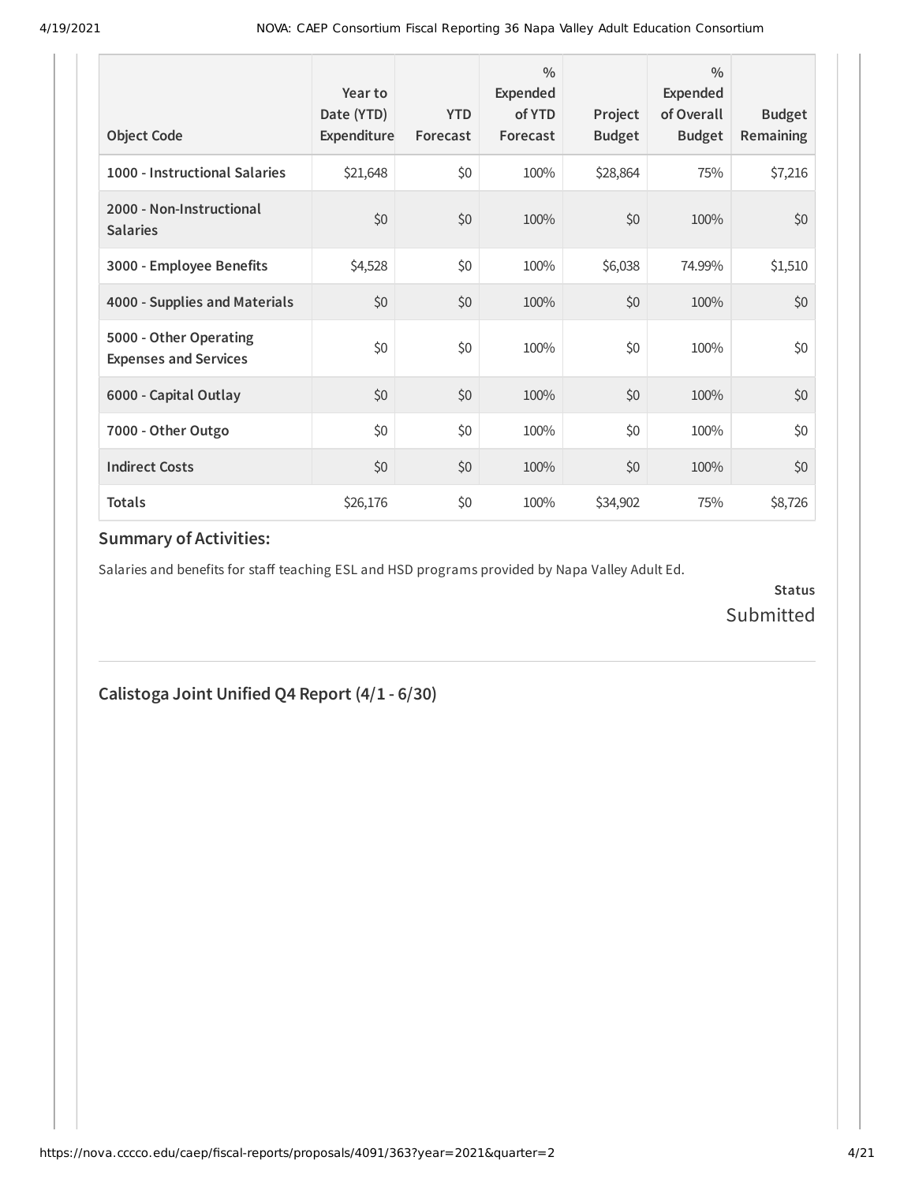| Object Code | Year to Date (YTD) Expenditure | YTD Forecast | % Expended of YTD Forecast | Project Budget | % Expended of Overall Budget | Budget Remaining |
|---|---|---|---|---|---|---|
| 1000 - Instructional Salaries | $21,648 | $0 | 100% | $28,864 | 75% | $7,216 |
| 2000 - Non-Instructional Salaries | $0 | $0 | 100% | $0 | 100% | $0 |
| 3000 - Employee Benefits | $4,528 | $0 | 100% | $6,038 | 74.99% | $1,510 |
| 4000 - Supplies and Materials | $0 | $0 | 100% | $0 | 100% | $0 |
| 5000 - Other Operating Expenses and Services | $0 | $0 | 100% | $0 | 100% | $0 |
| 6000 - Capital Outlay | $0 | $0 | 100% | $0 | 100% | $0 |
| 7000 - Other Outgo | $0 | $0 | 100% | $0 | 100% | $0 |
| Indirect Costs | $0 | $0 | 100% | $0 | 100% | $0 |
| **Totals** | $26,176 | $0 | 100% | $34,902 | 75% | $8,726 |

### Summary of Activities:

Salaries and benefits for staff teaching ESL and HSD programs provided by Napa Valley Adult Ed.

**Status**
Submitted

## Calistoga Joint Unified Q4 Report (4/1 - 6/30)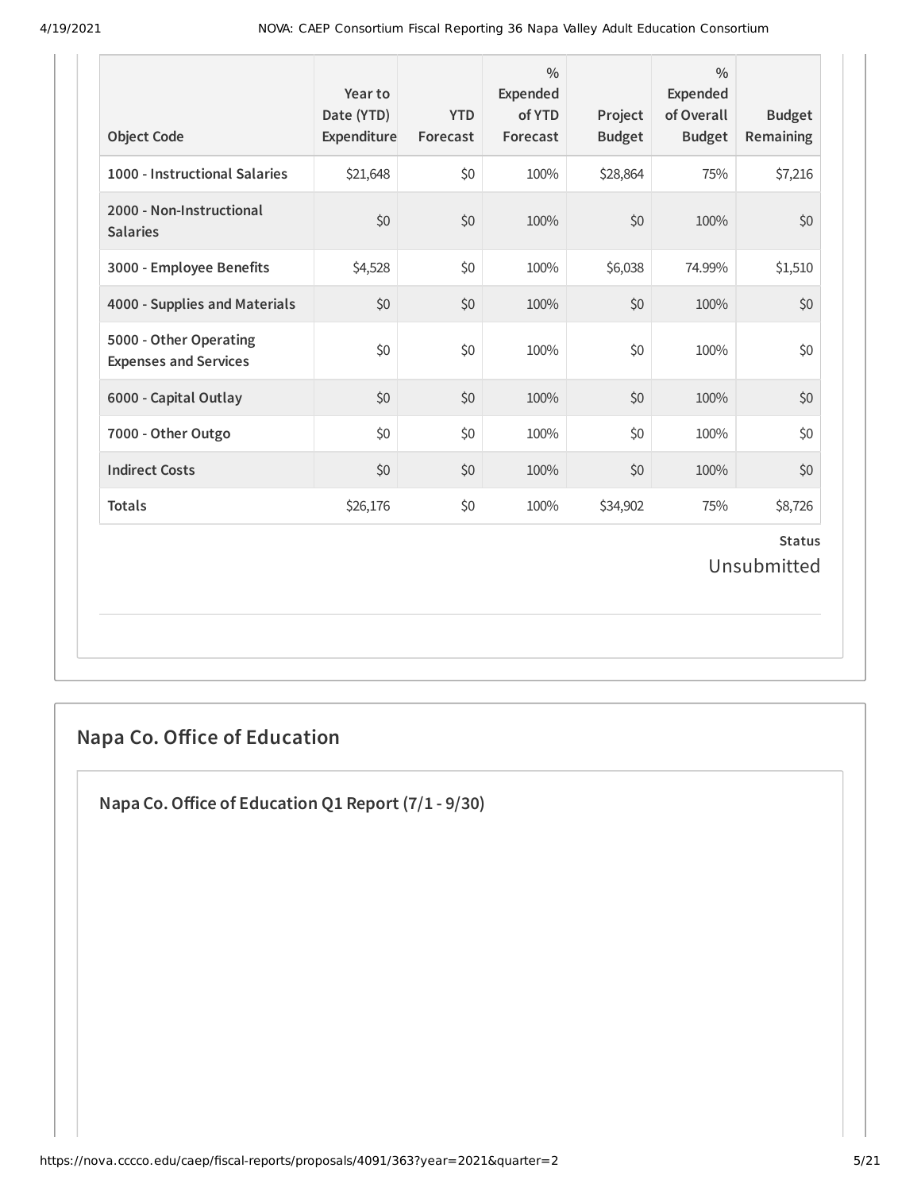| Object Code | Year to Date (YTD) Expenditure | YTD Forecast | % Expended of YTD Forecast | Project Budget | % Expended of Overall Budget | Budget Remaining |
|---|---|---|---|---|---|---|
| 1000 - Instructional Salaries | $21,648 | $0 | 100% | $28,864 | 75% | $7,216 |
| 2000 - Non-Instructional Salaries | $0 | $0 | 100% | $0 | 100% | $0 |
| 3000 - Employee Benefits | $4,528 | $0 | 100% | $6,038 | 74.99% | $1,510 |
| 4000 - Supplies and Materials | $0 | $0 | 100% | $0 | 100% | $0 |
| 5000 - Other Operating Expenses and Services | $0 | $0 | 100% | $0 | 100% | $0 |
| 6000 - Capital Outlay | $0 | $0 | 100% | $0 | 100% | $0 |
| 7000 - Other Outgo | $0 | $0 | 100% | $0 | 100% | $0 |
| Indirect Costs | $0 | $0 | 100% | $0 | 100% | $0 |
| Totals | $26,176 | $0 | 100% | $34,902 | 75% | $8,726 |

**Status**

Unsubmitted

## Napa Co. Office of Education

### Napa Co. Office of Education Q1 Report (7/1 - 9/30)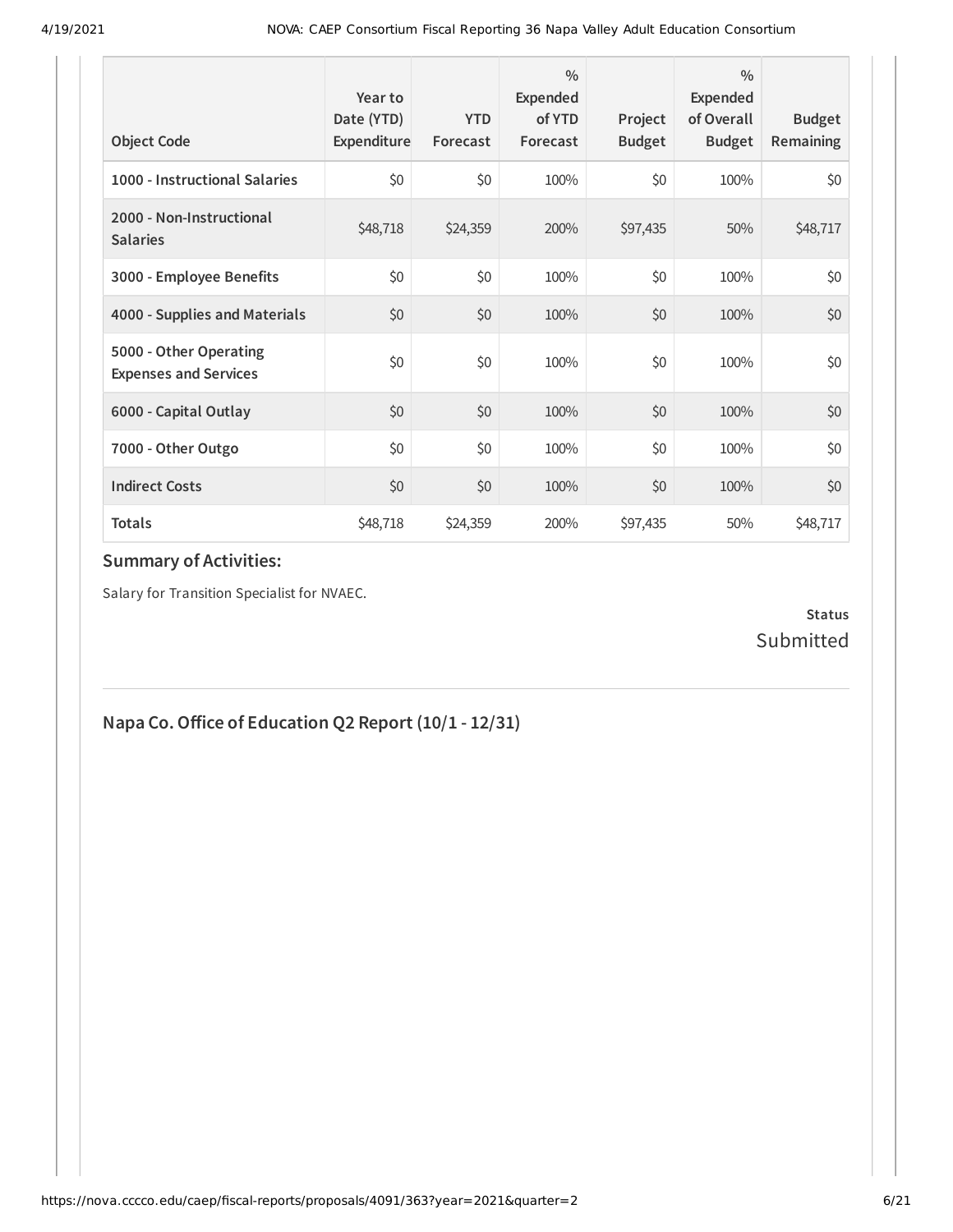| Object Code | Year to Date (YTD) Expenditure | YTD Forecast | % Expended of YTD Forecast | Project Budget | % Expended of Overall Budget | Budget Remaining |
|---|---|---|---|---|---|---|
| **1000 - Instructional Salaries** | $0 | $0 | 100% | $0 | 100% | $0 |
| **2000 - Non-Instructional Salaries** | $48,718 | $24,359 | 200% | $97,435 | 50% | $48,717 |
| **3000 - Employee Benefits** | $0 | $0 | 100% | $0 | 100% | $0 |
| **4000 - Supplies and Materials** | $0 | $0 | 100% | $0 | 100% | $0 |
| **5000 - Other Operating Expenses and Services** | $0 | $0 | 100% | $0 | 100% | $0 |
| **6000 - Capital Outlay** | $0 | $0 | 100% | $0 | 100% | $0 |
| **7000 - Other Outgo** | $0 | $0 | 100% | $0 | 100% | $0 |
| **Indirect Costs** | $0 | $0 | 100% | $0 | 100% | $0 |
| **Totals** | $48,718 | $24,359 | 200% | $97,435 | 50% | $48,717 |

### Summary of Activities:

Salary for Transition Specialist for NVAEC.

**Status**
Submitted

---

## Napa Co. Office of Education Q2 Report (10/1 - 12/31)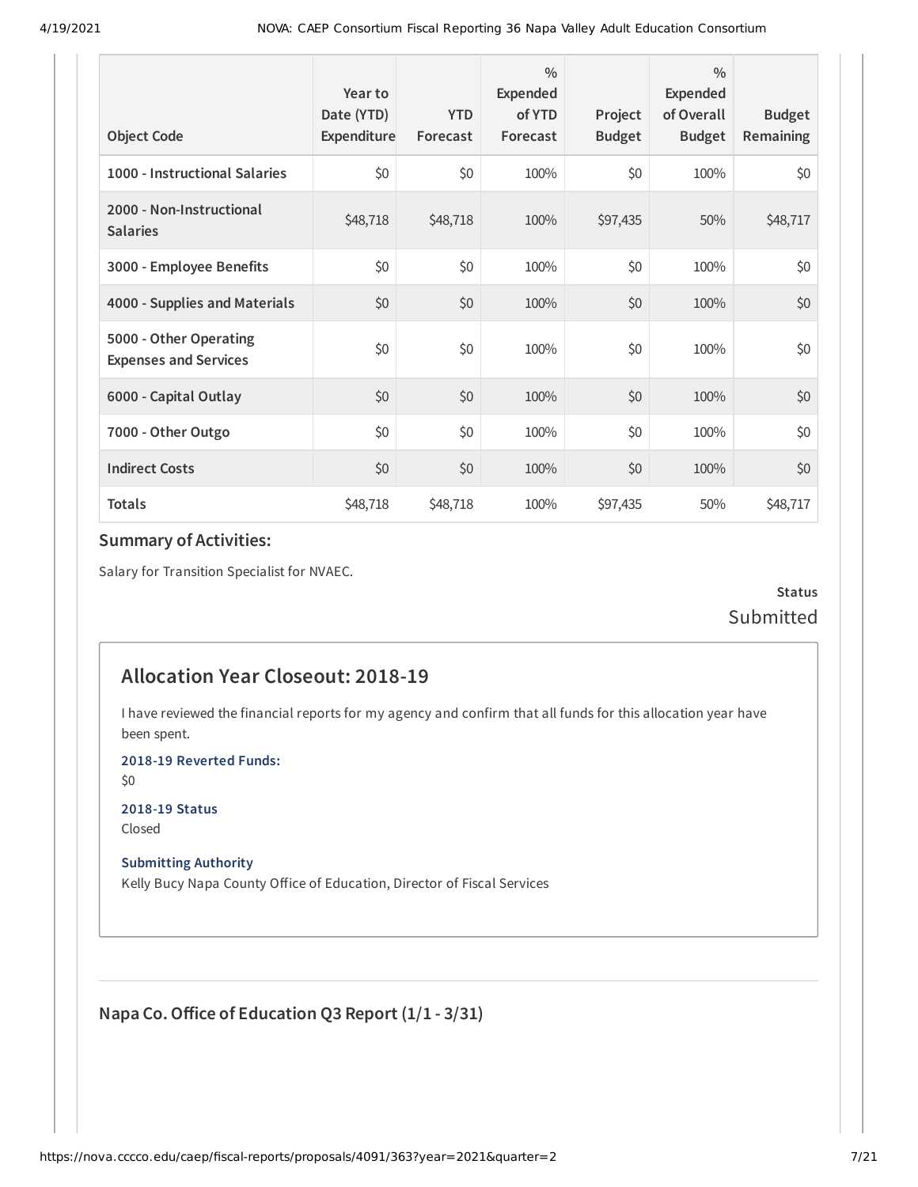| Object Code | Year to Date (YTD) Expenditure | YTD Forecast | % Expended of YTD Forecast | Project Budget | % Expended of Overall Budget | Budget Remaining |
|---|---|---|---|---|---|---|
| 1000 - Instructional Salaries | $0 | $0 | 100% | $0 | 100% | $0 |
| 2000 - Non-Instructional Salaries | $48,718 | $48,718 | 100% | $97,435 | 50% | $48,717 |
| 3000 - Employee Benefits | $0 | $0 | 100% | $0 | 100% | $0 |
| 4000 - Supplies and Materials | $0 | $0 | 100% | $0 | 100% | $0 |
| 5000 - Other Operating Expenses and Services | $0 | $0 | 100% | $0 | 100% | $0 |
| 6000 - Capital Outlay | $0 | $0 | 100% | $0 | 100% | $0 |
| 7000 - Other Outgo | $0 | $0 | 100% | $0 | 100% | $0 |
| Indirect Costs | $0 | $0 | 100% | $0 | 100% | $0 |
| Totals | $48,718 | $48,718 | 100% | $97,435 | 50% | $48,717 |

### Summary of Activities:

Salary for Transition Specialist for NVAEC.

**Status**
Submitted

## Allocation Year Closeout: 2018-19

I have reviewed the financial reports for my agency and confirm that all funds for this allocation year have been spent.

**2018-19 Reverted Funds:**
$0

**2018-19 Status**
Closed

**Submitting Authority**
Kelly Bucy Napa County Office of Education, Director of Fiscal Services

### Napa Co. Office of Education Q3 Report (1/1 - 3/31)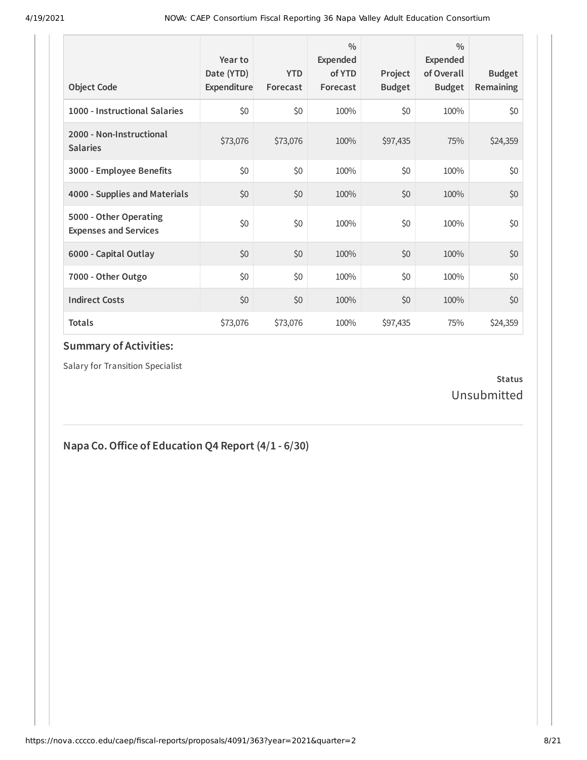| Object Code | Year to Date (YTD) Expenditure | YTD Forecast | % Expended of YTD Forecast | Project Budget | % Expended of Overall Budget | Budget Remaining |
|---|---|---|---|---|---|---|
| **1000 - Instructional Salaries** | $0 | $0 | 100% | $0 | 100% | $0 |
| **2000 - Non-Instructional Salaries** | $73,076 | $73,076 | 100% | $97,435 | 75% | $24,359 |
| **3000 - Employee Benefits** | $0 | $0 | 100% | $0 | 100% | $0 |
| **4000 - Supplies and Materials** | $0 | $0 | 100% | $0 | 100% | $0 |
| **5000 - Other Operating Expenses and Services** | $0 | $0 | 100% | $0 | 100% | $0 |
| **6000 - Capital Outlay** | $0 | $0 | 100% | $0 | 100% | $0 |
| **7000 - Other Outgo** | $0 | $0 | 100% | $0 | 100% | $0 |
| **Indirect Costs** | $0 | $0 | 100% | $0 | 100% | $0 |
| **Totals** | $73,076 | $73,076 | 100% | $97,435 | 75% | $24,359 |

### Summary of Activities:

Salary for Transition Specialist

**Status**

Unsubmitted

---

## Napa Co. Office of Education Q4 Report (4/1 - 6/30)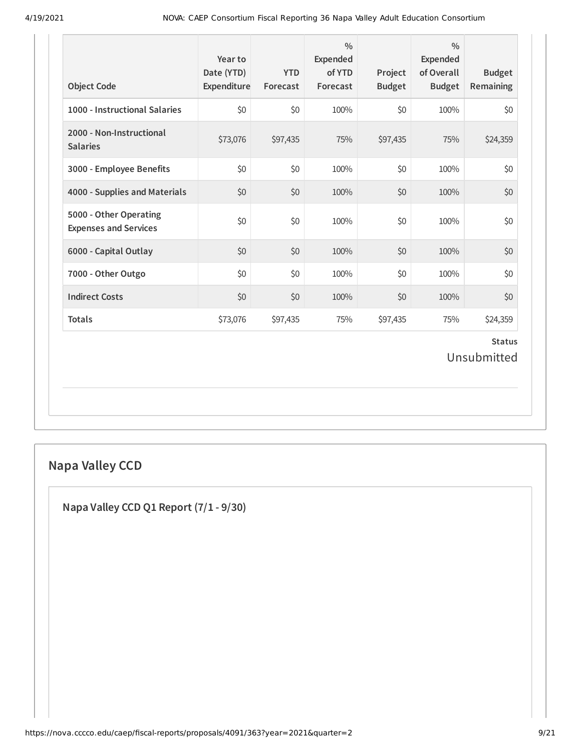| Object Code | Year to Date (YTD) Expenditure | YTD Forecast | % Expended of YTD Forecast | Project Budget | % Expended of Overall Budget | Budget Remaining |
|---|---|---|---|---|---|---|
| 1000 - Instructional Salaries | $0 | $0 | 100% | $0 | 100% | $0 |
| 2000 - Non-Instructional Salaries | $73,076 | $97,435 | 75% | $97,435 | 75% | $24,359 |
| 3000 - Employee Benefits | $0 | $0 | 100% | $0 | 100% | $0 |
| 4000 - Supplies and Materials | $0 | $0 | 100% | $0 | 100% | $0 |
| 5000 - Other Operating Expenses and Services | $0 | $0 | 100% | $0 | 100% | $0 |
| 6000 - Capital Outlay | $0 | $0 | 100% | $0 | 100% | $0 |
| 7000 - Other Outgo | $0 | $0 | 100% | $0 | 100% | $0 |
| Indirect Costs | $0 | $0 | 100% | $0 | 100% | $0 |
| Totals | $73,076 | $97,435 | 75% | $97,435 | 75% | $24,359 |

**Status**

Unsubmitted

## Napa Valley CCD

### Napa Valley CCD Q1 Report (7/1 - 9/30)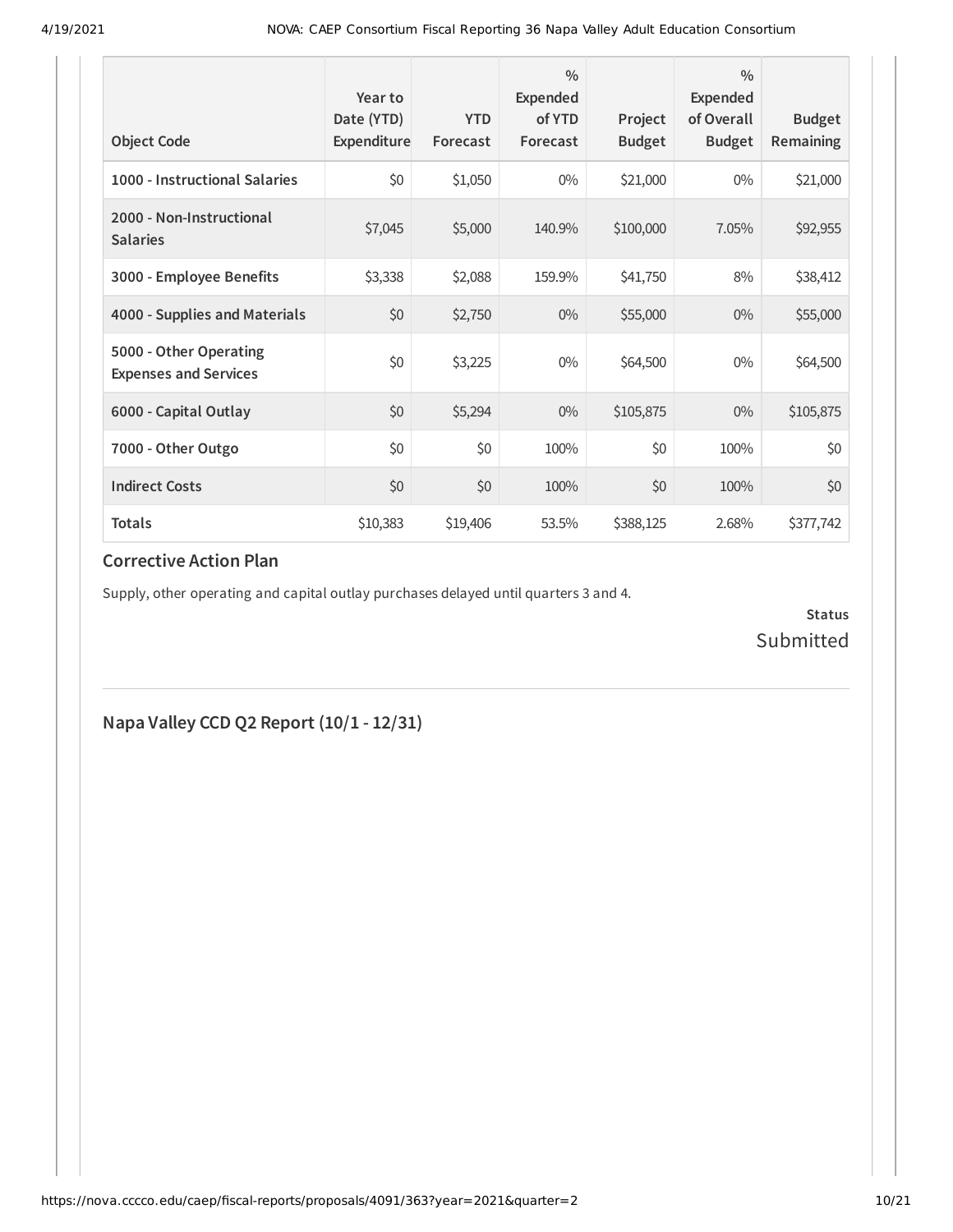| Object Code | Year to Date (YTD) Expenditure | YTD Forecast | % Expended of YTD Forecast | Project Budget | % Expended of Overall Budget | Budget Remaining |
|---|---|---|---|---|---|---|
| **1000 - Instructional Salaries** | $0 | $1,050 | 0% | $21,000 | 0% | $21,000 |
| **2000 - Non-Instructional Salaries** | $7,045 | $5,000 | 140.9% | $100,000 | 7.05% | $92,955 |
| **3000 - Employee Benefits** | $3,338 | $2,088 | 159.9% | $41,750 | 8% | $38,412 |
| **4000 - Supplies and Materials** | $0 | $2,750 | 0% | $55,000 | 0% | $55,000 |
| **5000 - Other Operating Expenses and Services** | $0 | $3,225 | 0% | $64,500 | 0% | $64,500 |
| **6000 - Capital Outlay** | $0 | $5,294 | 0% | $105,875 | 0% | $105,875 |
| **7000 - Other Outgo** | $0 | $0 | 100% | $0 | 100% | $0 |
| **Indirect Costs** | $0 | $0 | 100% | $0 | 100% | $0 |
| **Totals** | $10,383 | $19,406 | 53.5% | $388,125 | 2.68% | $377,742 |

## Corrective Action Plan

Supply, other operating and capital outlay purchases delayed until quarters 3 and 4.

**Status**
Submitted

---

## Napa Valley CCD Q2 Report (10/1 - 12/31)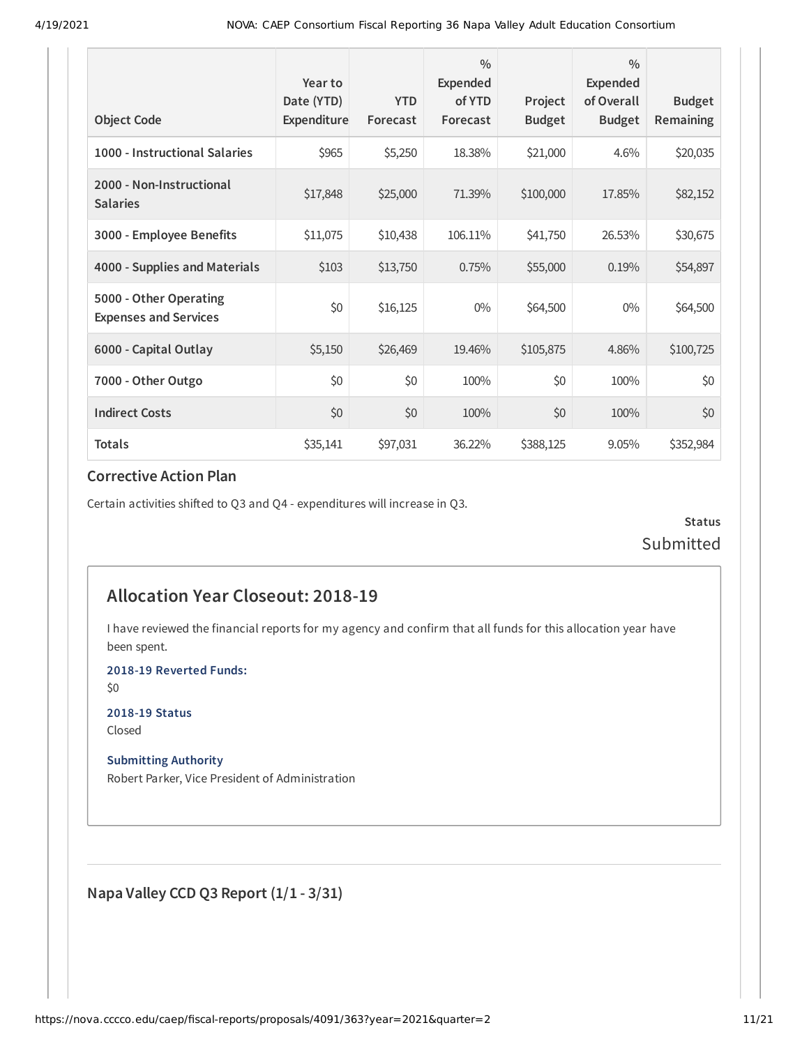| Object Code | Year to Date (YTD) Expenditure | YTD Forecast | % Expended of YTD Forecast | Project Budget | % Expended of Overall Budget | Budget Remaining |
|---|---|---|---|---|---|---|
| 1000 - Instructional Salaries | $965 | $5,250 | 18.38% | $21,000 | 4.6% | $20,035 |
| 2000 - Non-Instructional Salaries | $17,848 | $25,000 | 71.39% | $100,000 | 17.85% | $82,152 |
| 3000 - Employee Benefits | $11,075 | $10,438 | 106.11% | $41,750 | 26.53% | $30,675 |
| 4000 - Supplies and Materials | $103 | $13,750 | 0.75% | $55,000 | 0.19% | $54,897 |
| 5000 - Other Operating Expenses and Services | $0 | $16,125 | 0% | $64,500 | 0% | $64,500 |
| 6000 - Capital Outlay | $5,150 | $26,469 | 19.46% | $105,875 | 4.86% | $100,725 |
| 7000 - Other Outgo | $0 | $0 | 100% | $0 | 100% | $0 |
| Indirect Costs | $0 | $0 | 100% | $0 | 100% | $0 |
| Totals | $35,141 | $97,031 | 36.22% | $388,125 | 9.05% | $352,984 |

### Corrective Action Plan

Certain activities shifted to Q3 and Q4 - expenditures will increase in Q3.

**Status**

Submitted

## Allocation Year Closeout: 2018-19

I have reviewed the financial reports for my agency and confirm that all funds for this allocation year have been spent.

**2018-19 Reverted Funds:**

$0

**2018-19 Status**

Closed

**Submitting Authority**

Robert Parker, Vice President of Administration

### Napa Valley CCD Q3 Report (1/1 - 3/31)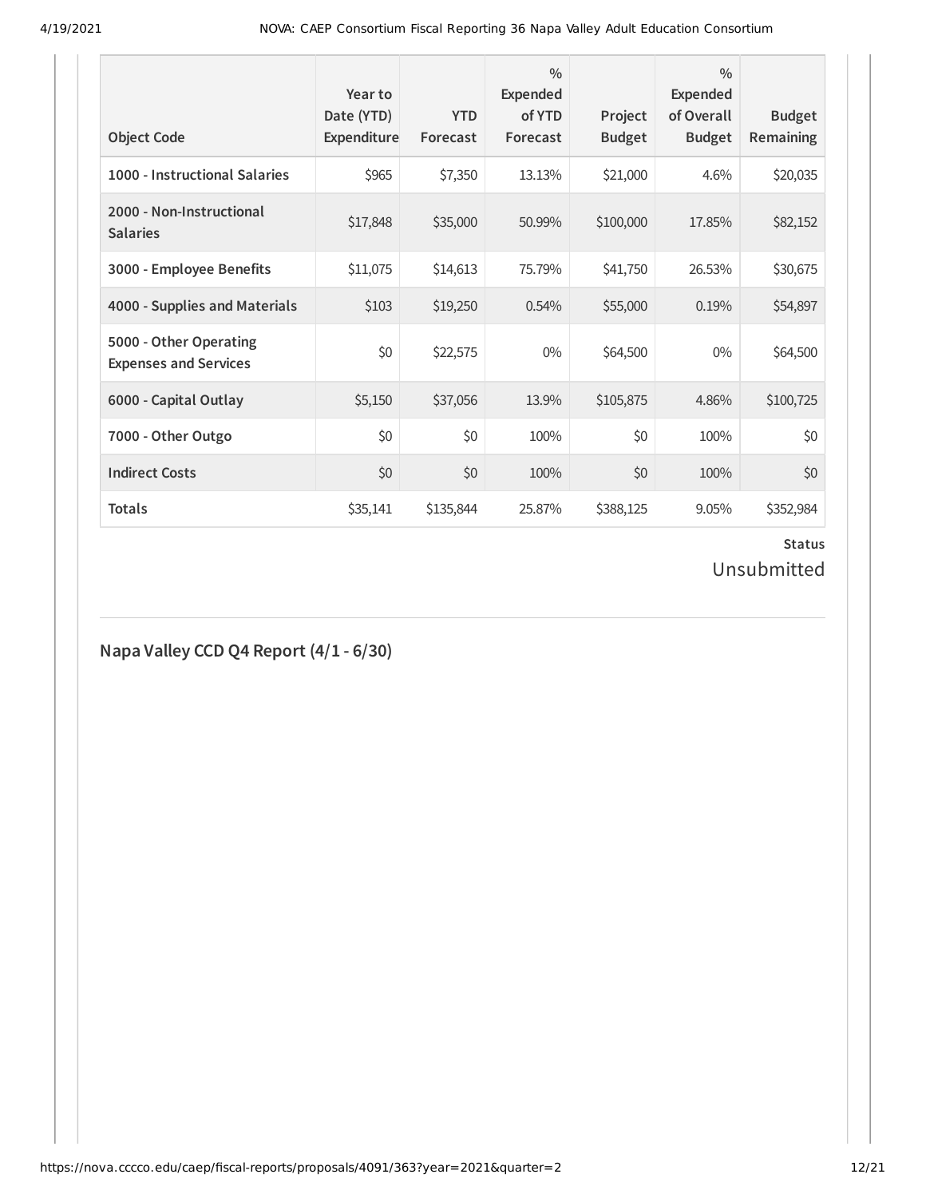| Object Code | Year to Date (YTD) Expenditure | YTD Forecast | % Expended of YTD Forecast | Project Budget | % Expended of Overall Budget | Budget Remaining |
|---|---|---|---|---|---|---|
| 1000 - Instructional Salaries | $965 | $7,350 | 13.13% | $21,000 | 4.6% | $20,035 |
| 2000 - Non-Instructional Salaries | $17,848 | $35,000 | 50.99% | $100,000 | 17.85% | $82,152 |
| 3000 - Employee Benefits | $11,075 | $14,613 | 75.79% | $41,750 | 26.53% | $30,675 |
| 4000 - Supplies and Materials | $103 | $19,250 | 0.54% | $55,000 | 0.19% | $54,897 |
| 5000 - Other Operating Expenses and Services | $0 | $22,575 | 0% | $64,500 | 0% | $64,500 |
| 6000 - Capital Outlay | $5,150 | $37,056 | 13.9% | $105,875 | 4.86% | $100,725 |
| 7000 - Other Outgo | $0 | $0 | 100% | $0 | 100% | $0 |
| Indirect Costs | $0 | $0 | 100% | $0 | 100% | $0 |
| Totals | $35,141 | $135,844 | 25.87% | $388,125 | 9.05% | $352,984 |

**Status**

Unsubmitted

## Napa Valley CCD Q4 Report (4/1 - 6/30)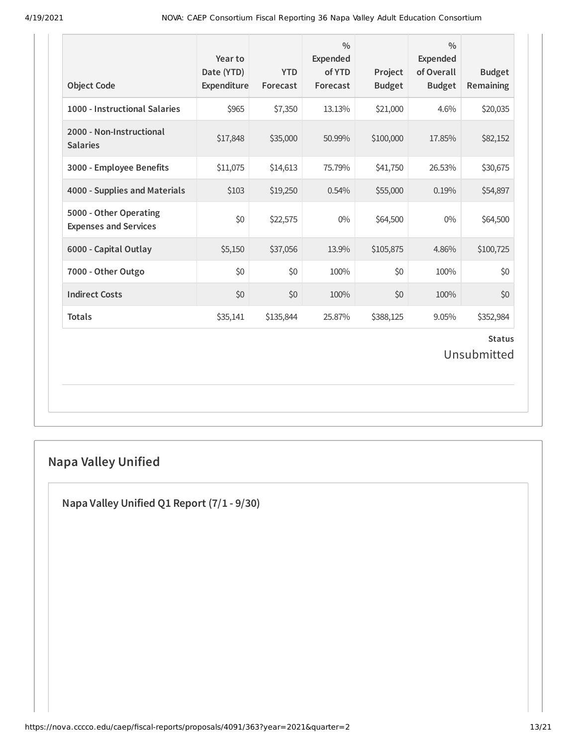| Object Code | Year to Date (YTD) Expenditure | YTD Forecast | % Expended of YTD Forecast | Project Budget | % Expended of Overall Budget | Budget Remaining |
|---|---|---|---|---|---|---|
| 1000 - Instructional Salaries | $965 | $7,350 | 13.13% | $21,000 | 4.6% | $20,035 |
| 2000 - Non-Instructional Salaries | $17,848 | $35,000 | 50.99% | $100,000 | 17.85% | $82,152 |
| 3000 - Employee Benefits | $11,075 | $14,613 | 75.79% | $41,750 | 26.53% | $30,675 |
| 4000 - Supplies and Materials | $103 | $19,250 | 0.54% | $55,000 | 0.19% | $54,897 |
| 5000 - Other Operating Expenses and Services | $0 | $22,575 | 0% | $64,500 | 0% | $64,500 |
| 6000 - Capital Outlay | $5,150 | $37,056 | 13.9% | $105,875 | 4.86% | $100,725 |
| 7000 - Other Outgo | $0 | $0 | 100% | $0 | 100% | $0 |
| Indirect Costs | $0 | $0 | 100% | $0 | 100% | $0 |
| Totals | $35,141 | $135,844 | 25.87% | $388,125 | 9.05% | $352,984 |

**Status**

Unsubmitted

## Napa Valley Unified

### Napa Valley Unified Q1 Report (7/1 - 9/30)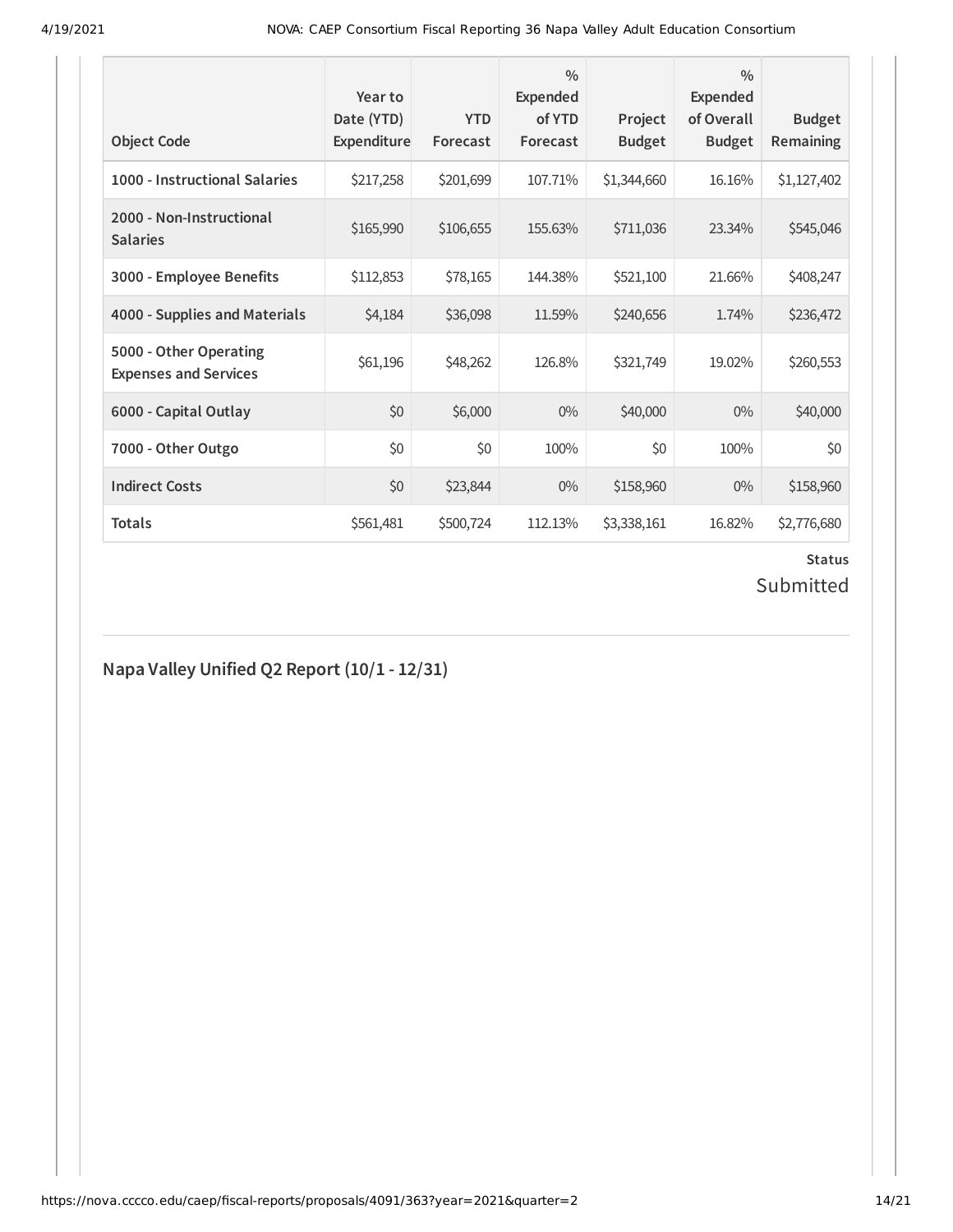| Object Code | Year to Date (YTD) Expenditure | YTD Forecast | % Expended of YTD Forecast | Project Budget | % Expended of Overall Budget | Budget Remaining |
|---|---|---|---|---|---|---|
| **1000 - Instructional Salaries** | $217,258 | $201,699 | 107.71% | $1,344,660 | 16.16% | $1,127,402 |
| **2000 - Non-Instructional Salaries** | $165,990 | $106,655 | 155.63% | $711,036 | 23.34% | $545,046 |
| **3000 - Employee Benefits** | $112,853 | $78,165 | 144.38% | $521,100 | 21.66% | $408,247 |
| **4000 - Supplies and Materials** | $4,184 | $36,098 | 11.59% | $240,656 | 1.74% | $236,472 |
| **5000 - Other Operating Expenses and Services** | $61,196 | $48,262 | 126.8% | $321,749 | 19.02% | $260,553 |
| **6000 - Capital Outlay** | $0 | $6,000 | 0% | $40,000 | 0% | $40,000 |
| **7000 - Other Outgo** | $0 | $0 | 100% | $0 | 100% | $0 |
| **Indirect Costs** | $0 | $23,844 | 0% | $158,960 | 0% | $158,960 |
| **Totals** | $561,481 | $500,724 | 112.13% | $3,338,161 | 16.82% | $2,776,680 |

**Status**

Submitted

## Napa Valley Unified Q2 Report (10/1 - 12/31)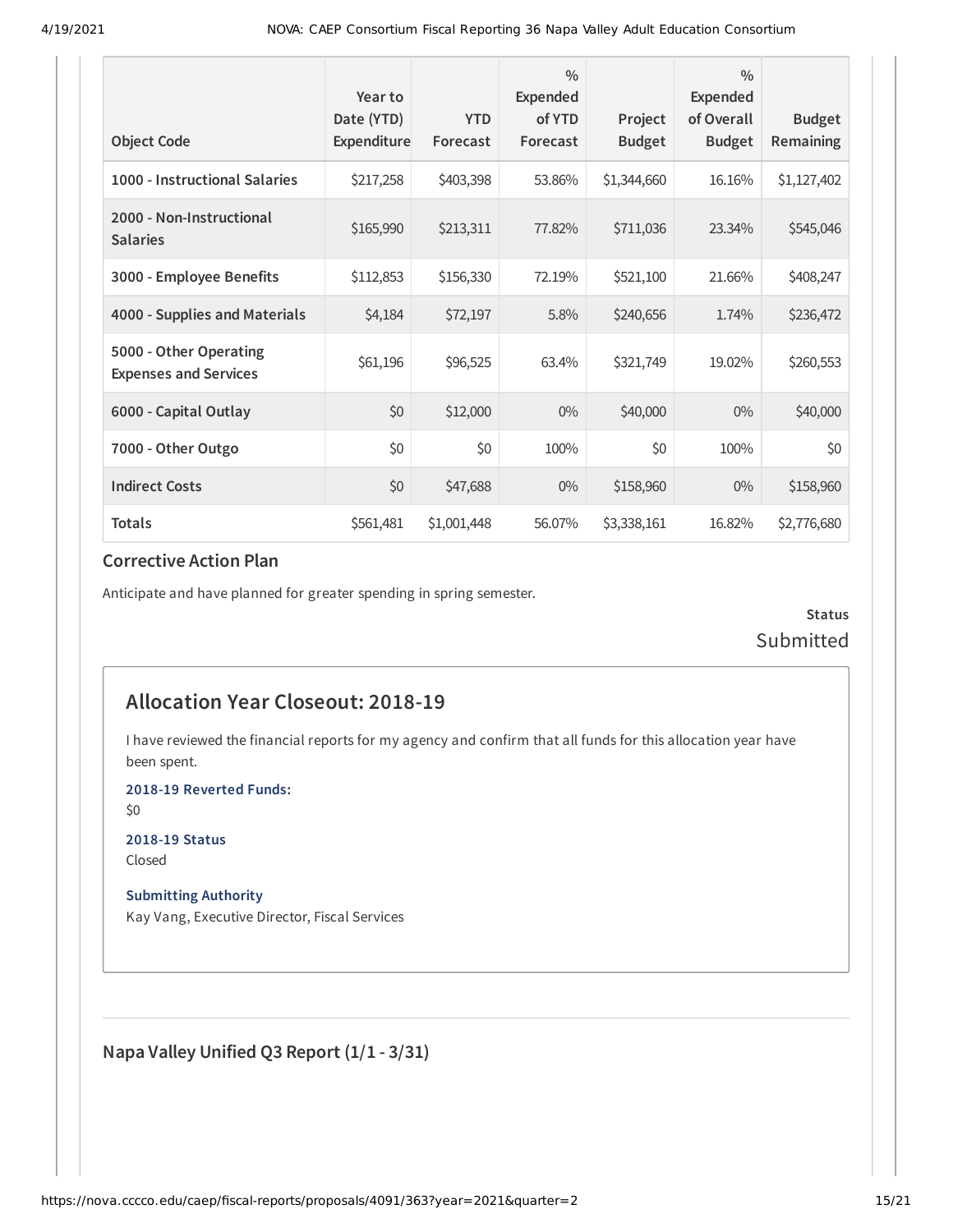| Object Code | Year to Date (YTD) Expenditure | YTD Forecast | % Expended of YTD Forecast | Project Budget | % Expended of Overall Budget | Budget Remaining |
|---|---|---|---|---|---|---|
| 1000 - Instructional Salaries | $217,258 | $403,398 | 53.86% | $1,344,660 | 16.16% | $1,127,402 |
| 2000 - Non-Instructional Salaries | $165,990 | $213,311 | 77.82% | $711,036 | 23.34% | $545,046 |
| 3000 - Employee Benefits | $112,853 | $156,330 | 72.19% | $521,100 | 21.66% | $408,247 |
| 4000 - Supplies and Materials | $4,184 | $72,197 | 5.8% | $240,656 | 1.74% | $236,472 |
| 5000 - Other Operating Expenses and Services | $61,196 | $96,525 | 63.4% | $321,749 | 19.02% | $260,553 |
| 6000 - Capital Outlay | $0 | $12,000 | 0% | $40,000 | 0% | $40,000 |
| 7000 - Other Outgo | $0 | $0 | 100% | $0 | 100% | $0 |
| Indirect Costs | $0 | $47,688 | 0% | $158,960 | 0% | $158,960 |
| Totals | $561,481 | $1,001,448 | 56.07% | $3,338,161 | 16.82% | $2,776,680 |

### Corrective Action Plan

Anticipate and have planned for greater spending in spring semester.

**Status**
Submitted

## Allocation Year Closeout: 2018-19

I have reviewed the financial reports for my agency and confirm that all funds for this allocation year have been spent.

**2018-19 Reverted Funds:**
$0

**2018-19 Status**
Closed

**Submitting Authority**
Kay Vang, Executive Director, Fiscal Services

### Napa Valley Unified Q3 Report (1/1 - 3/31)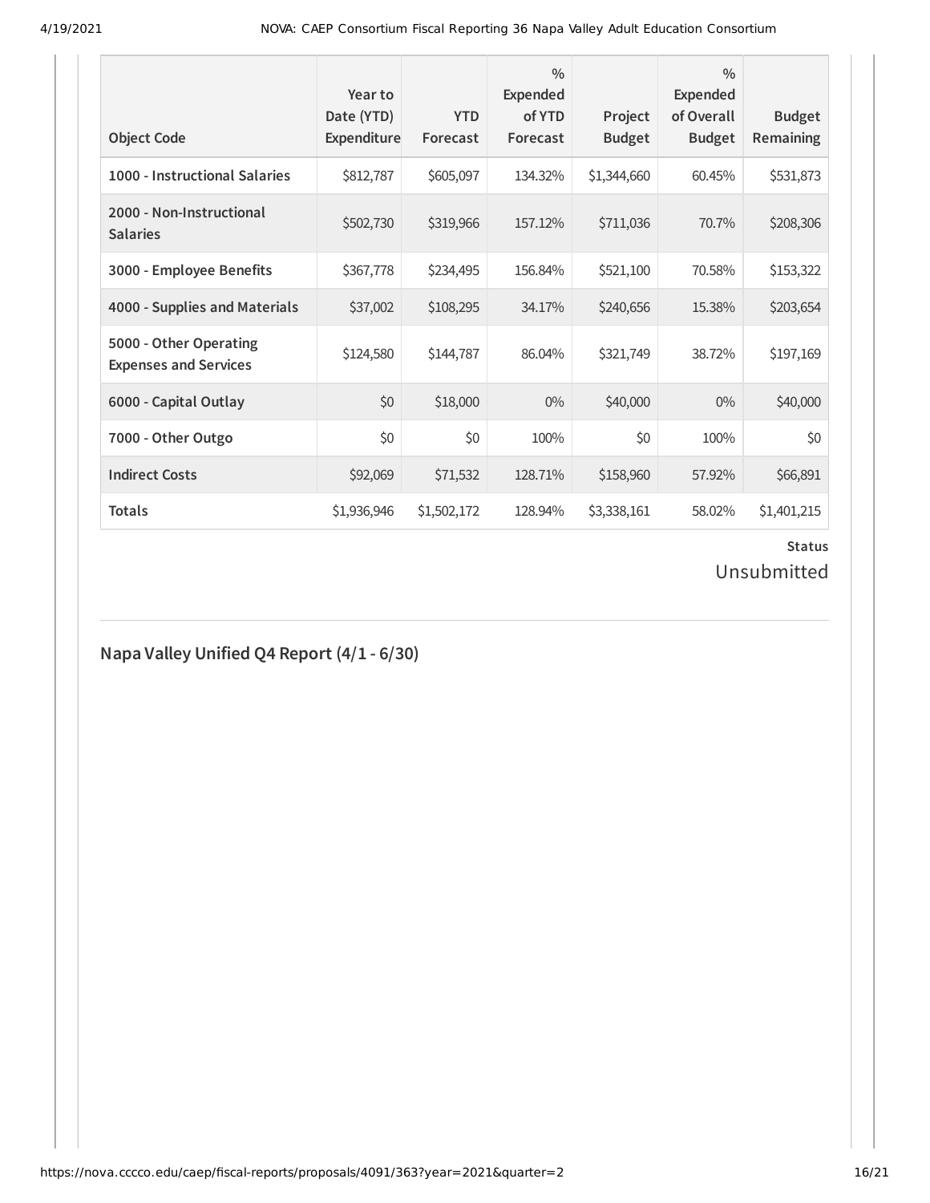| Object Code | Year to Date (YTD) Expenditure | YTD Forecast | % Expended of YTD Forecast | Project Budget | % Expended of Overall Budget | Budget Remaining |
|---|---|---|---|---|---|---|
| 1000 - Instructional Salaries | $812,787 | $605,097 | 134.32% | $1,344,660 | 60.45% | $531,873 |
| 2000 - Non-Instructional Salaries | $502,730 | $319,966 | 157.12% | $711,036 | 70.7% | $208,306 |
| 3000 - Employee Benefits | $367,778 | $234,495 | 156.84% | $521,100 | 70.58% | $153,322 |
| 4000 - Supplies and Materials | $37,002 | $108,295 | 34.17% | $240,656 | 15.38% | $203,654 |
| 5000 - Other Operating Expenses and Services | $124,580 | $144,787 | 86.04% | $321,749 | 38.72% | $197,169 |
| 6000 - Capital Outlay | $0 | $18,000 | 0% | $40,000 | 0% | $40,000 |
| 7000 - Other Outgo | $0 | $0 | 100% | $0 | 100% | $0 |
| Indirect Costs | $92,069 | $71,532 | 128.71% | $158,960 | 57.92% | $66,891 |
| Totals | $1,936,946 | $1,502,172 | 128.94% | $3,338,161 | 58.02% | $1,401,215 |

**Status**

Unsubmitted

## Napa Valley Unified Q4 Report (4/1 - 6/30)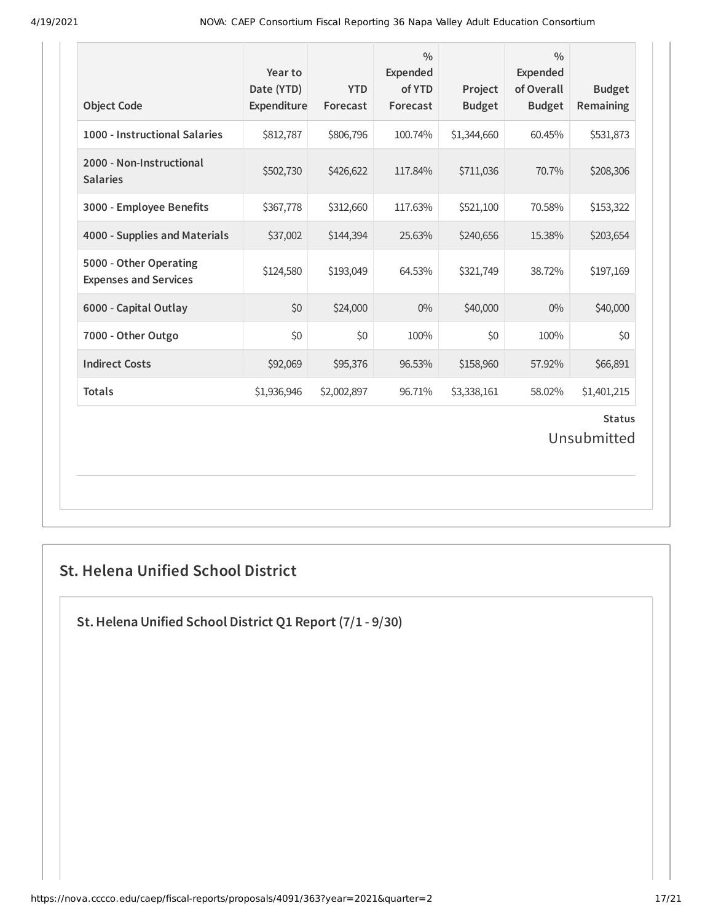| Object Code | Year to Date (YTD) Expenditure | YTD Forecast | % Expended of YTD Forecast | Project Budget | % Expended of Overall Budget | Budget Remaining |
|---|---|---|---|---|---|---|
| 1000 - Instructional Salaries | $812,787 | $806,796 | 100.74% | $1,344,660 | 60.45% | $531,873 |
| 2000 - Non-Instructional Salaries | $502,730 | $426,622 | 117.84% | $711,036 | 70.7% | $208,306 |
| 3000 - Employee Benefits | $367,778 | $312,660 | 117.63% | $521,100 | 70.58% | $153,322 |
| 4000 - Supplies and Materials | $37,002 | $144,394 | 25.63% | $240,656 | 15.38% | $203,654 |
| 5000 - Other Operating Expenses and Services | $124,580 | $193,049 | 64.53% | $321,749 | 38.72% | $197,169 |
| 6000 - Capital Outlay | $0 | $24,000 | 0% | $40,000 | 0% | $40,000 |
| 7000 - Other Outgo | $0 | $0 | 100% | $0 | 100% | $0 |
| Indirect Costs | $92,069 | $95,376 | 96.53% | $158,960 | 57.92% | $66,891 |
| Totals | $1,936,946 | $2,002,897 | 96.71% | $3,338,161 | 58.02% | $1,401,215 |

**Status**

Unsubmitted

## St. Helena Unified School District

### St. Helena Unified School District Q1 Report (7/1 - 9/30)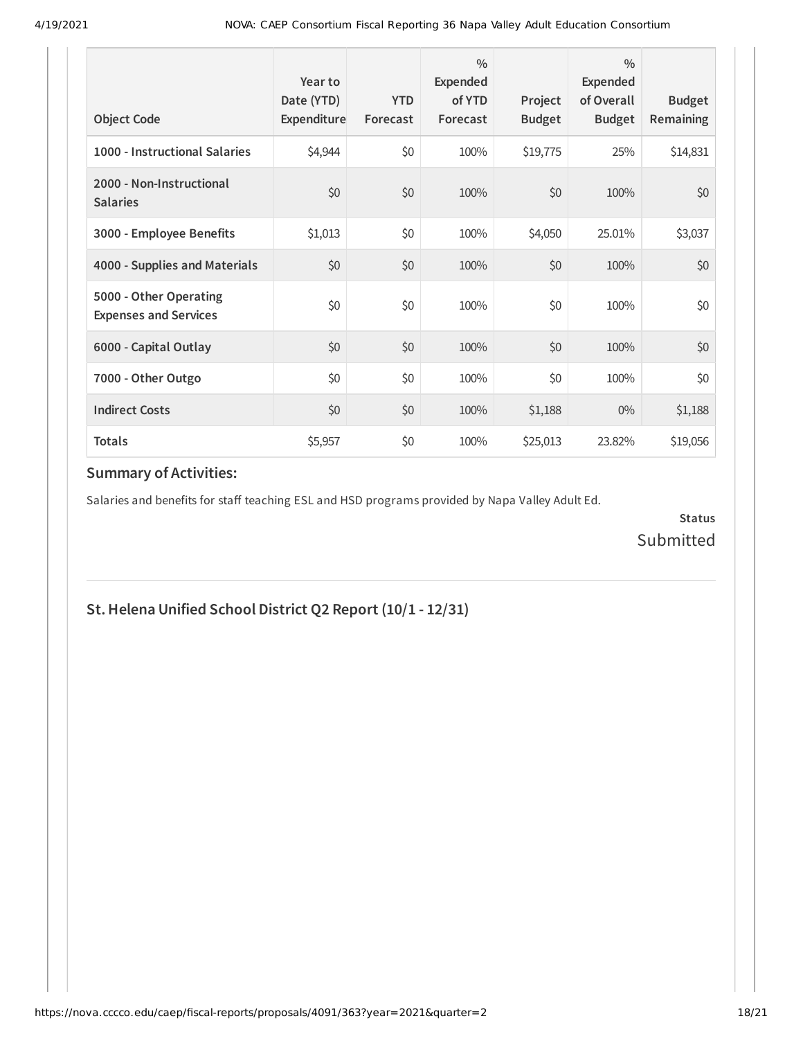| Object Code | Year to Date (YTD) Expenditure | YTD Forecast | % Expended of YTD Forecast | Project Budget | % Expended of Overall Budget | Budget Remaining |
|---|---|---|---|---|---|---|
| **1000 - Instructional Salaries** | $4,944 | $0 | 100% | $19,775 | 25% | $14,831 |
| **2000 - Non-Instructional Salaries** | $0 | $0 | 100% | $0 | 100% | $0 |
| **3000 - Employee Benefits** | $1,013 | $0 | 100% | $4,050 | 25.01% | $3,037 |
| **4000 - Supplies and Materials** | $0 | $0 | 100% | $0 | 100% | $0 |
| **5000 - Other Operating Expenses and Services** | $0 | $0 | 100% | $0 | 100% | $0 |
| **6000 - Capital Outlay** | $0 | $0 | 100% | $0 | 100% | $0 |
| **7000 - Other Outgo** | $0 | $0 | 100% | $0 | 100% | $0 |
| **Indirect Costs** | $0 | $0 | 100% | $1,188 | 0% | $1,188 |
| **Totals** | $5,957 | $0 | 100% | $25,013 | 23.82% | $19,056 |

### Summary of Activities:

Salaries and benefits for staff teaching ESL and HSD programs provided by Napa Valley Adult Ed.

**Status**
Submitted

## St. Helena Unified School District Q2 Report (10/1 - 12/31)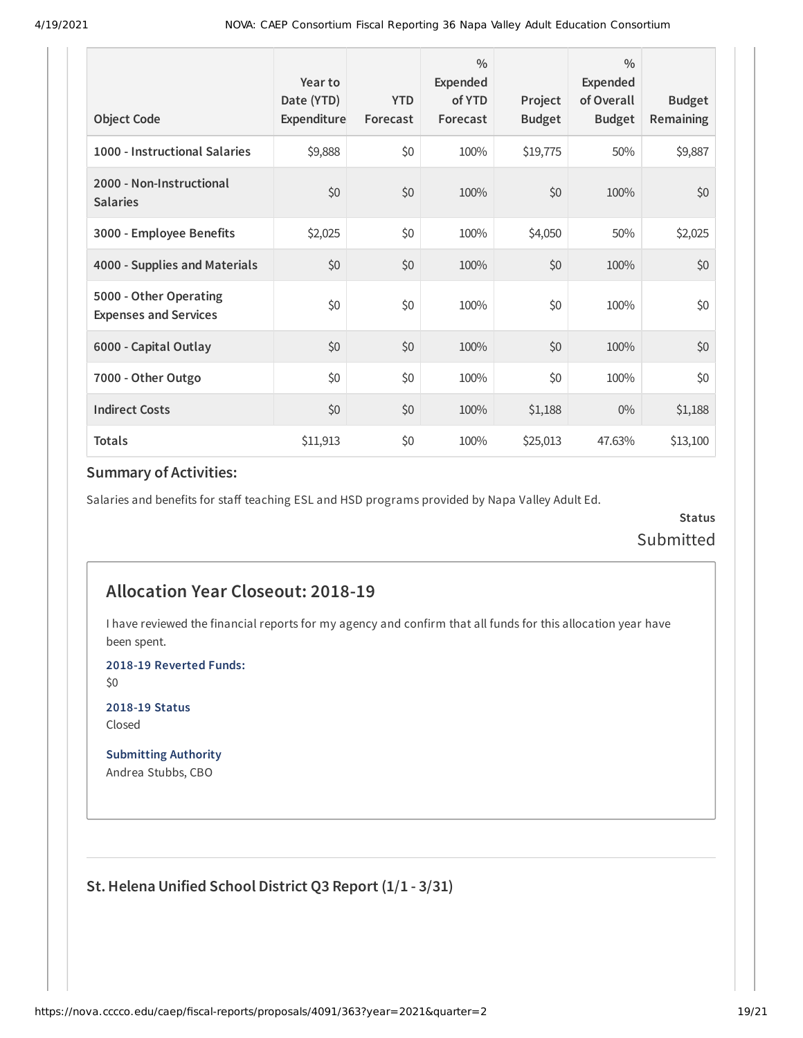| Object Code | Year to Date (YTD) Expenditure | YTD Forecast | % Expended of YTD Forecast | Project Budget | % Expended of Overall Budget | Budget Remaining |
|---|---|---|---|---|---|---|
| 1000 - Instructional Salaries | $9,888 | $0 | 100% | $19,775 | 50% | $9,887 |
| 2000 - Non-Instructional Salaries | $0 | $0 | 100% | $0 | 100% | $0 |
| 3000 - Employee Benefits | $2,025 | $0 | 100% | $4,050 | 50% | $2,025 |
| 4000 - Supplies and Materials | $0 | $0 | 100% | $0 | 100% | $0 |
| 5000 - Other Operating Expenses and Services | $0 | $0 | 100% | $0 | 100% | $0 |
| 6000 - Capital Outlay | $0 | $0 | 100% | $0 | 100% | $0 |
| 7000 - Other Outgo | $0 | $0 | 100% | $0 | 100% | $0 |
| Indirect Costs | $0 | $0 | 100% | $1,188 | 0% | $1,188 |
| Totals | $11,913 | $0 | 100% | $25,013 | 47.63% | $13,100 |

### Summary of Activities:

Salaries and benefits for staff teaching ESL and HSD programs provided by Napa Valley Adult Ed.

**Status**
Submitted

## Allocation Year Closeout: 2018-19

I have reviewed the financial reports for my agency and confirm that all funds for this allocation year have been spent.

**2018-19 Reverted Funds:**
$0

**2018-19 Status**
Closed

**Submitting Authority**
Andrea Stubbs, CBO

### St. Helena Unified School District Q3 Report (1/1 - 3/31)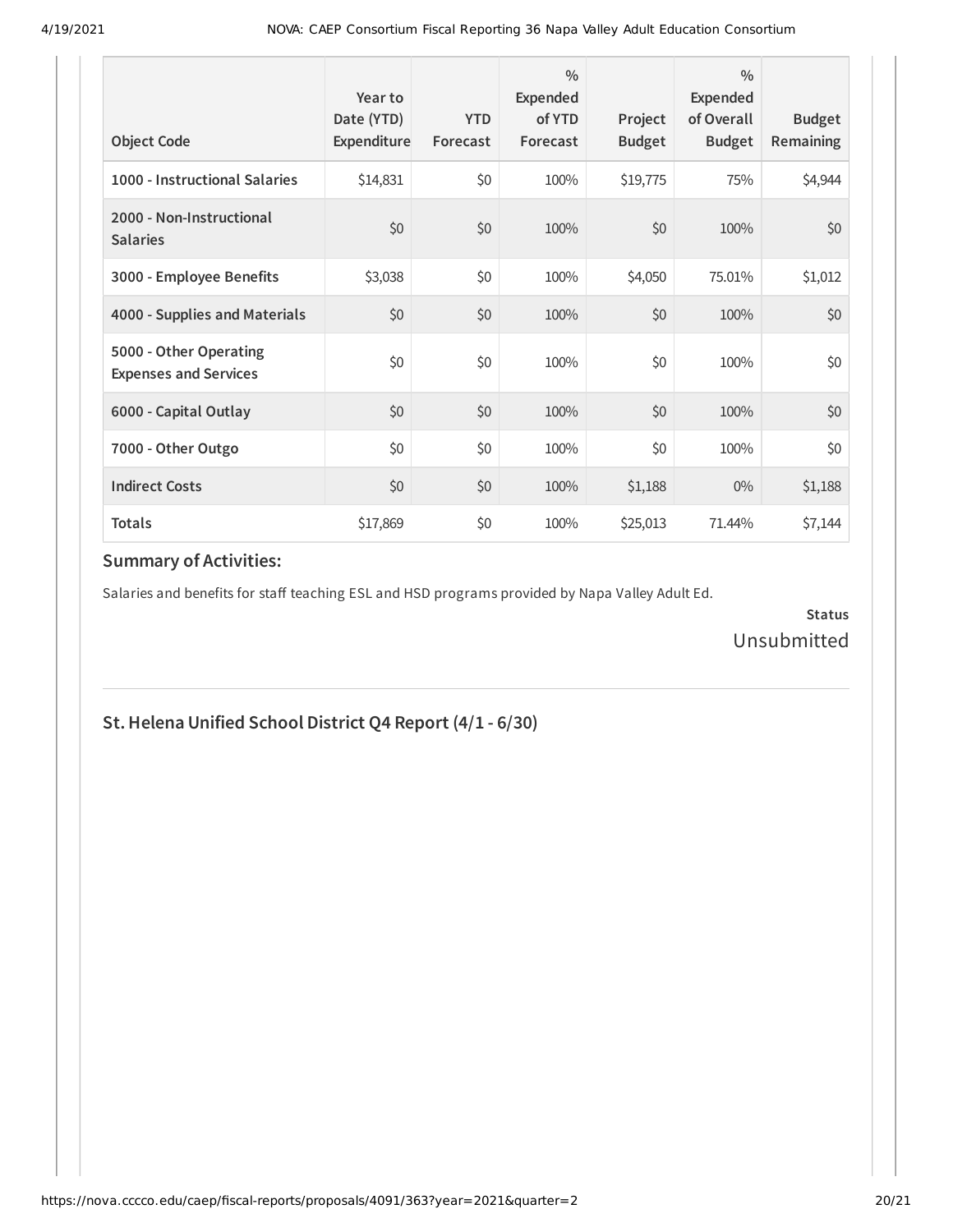| Object Code | Year to Date (YTD) Expenditure | YTD Forecast | % Expended of YTD Forecast | Project Budget | % Expended of Overall Budget | Budget Remaining |
|---|---|---|---|---|---|---|
| **1000 - Instructional Salaries** | $14,831 | $0 | 100% | $19,775 | 75% | $4,944 |
| **2000 - Non-Instructional Salaries** | $0 | $0 | 100% | $0 | 100% | $0 |
| **3000 - Employee Benefits** | $3,038 | $0 | 100% | $4,050 | 75.01% | $1,012 |
| **4000 - Supplies and Materials** | $0 | $0 | 100% | $0 | 100% | $0 |
| **5000 - Other Operating Expenses and Services** | $0 | $0 | 100% | $0 | 100% | $0 |
| **6000 - Capital Outlay** | $0 | $0 | 100% | $0 | 100% | $0 |
| **7000 - Other Outgo** | $0 | $0 | 100% | $0 | 100% | $0 |
| **Indirect Costs** | $0 | $0 | 100% | $1,188 | 0% | $1,188 |
| **Totals** | $17,869 | $0 | 100% | $25,013 | 71.44% | $7,144 |

### Summary of Activities:

Salaries and benefits for staff teaching ESL and HSD programs provided by Napa Valley Adult Ed.

**Status**

Unsubmitted

---

## St. Helena Unified School District Q4 Report (4/1 - 6/30)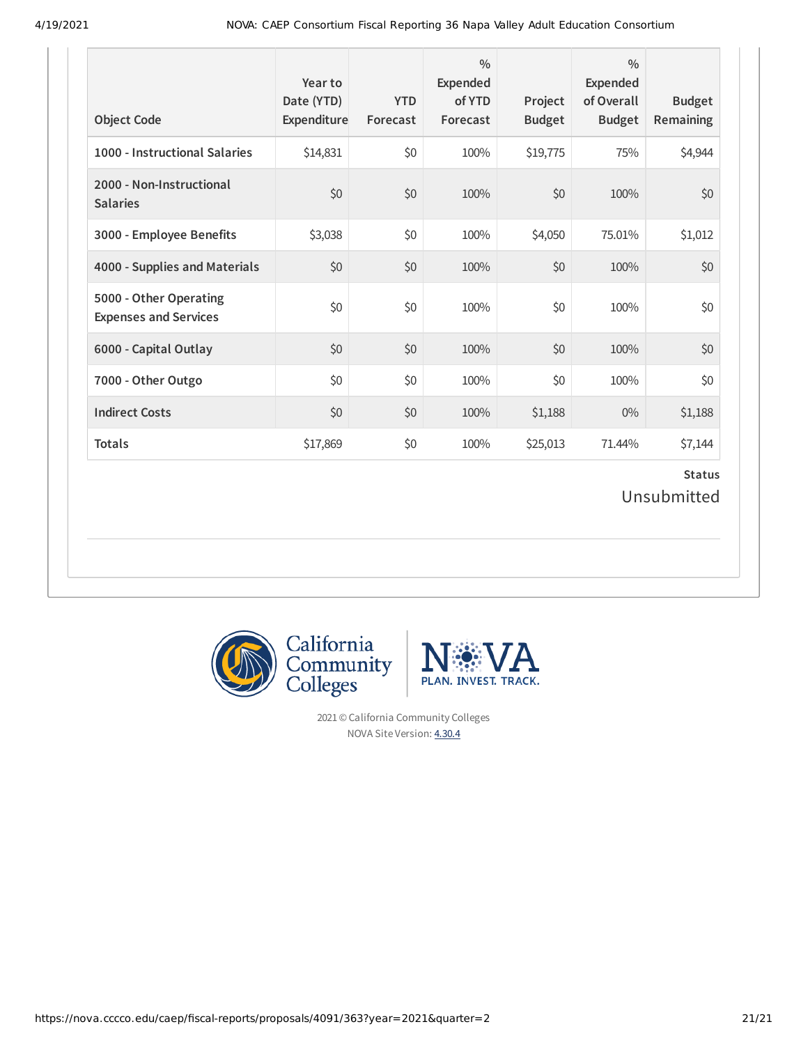| Object Code | Year to Date (YTD) Expenditure | YTD Forecast | % Expended of YTD Forecast | Project Budget | % Expended of Overall Budget | Budget Remaining |
|---|---|---|---|---|---|---|
| 1000 - Instructional Salaries | $14,831 | $0 | 100% | $19,775 | 75% | $4,944 |
| 2000 - Non-Instructional Salaries | $0 | $0 | 100% | $0 | 100% | $0 |
| 3000 - Employee Benefits | $3,038 | $0 | 100% | $4,050 | 75.01% | $1,012 |
| 4000 - Supplies and Materials | $0 | $0 | 100% | $0 | 100% | $0 |
| 5000 - Other Operating Expenses and Services | $0 | $0 | 100% | $0 | 100% | $0 |
| 6000 - Capital Outlay | $0 | $0 | 100% | $0 | 100% | $0 |
| 7000 - Other Outgo | $0 | $0 | 100% | $0 | 100% | $0 |
| Indirect Costs | $0 | $0 | 100% | $1,188 | 0% | $1,188 |
| Totals | $17,869 | $0 | 100% | $25,013 | 71.44% | $7,144 |

**Status**

Unsubmitted

California Community Colleges

NOVA PLAN. INVEST. TRACK.

2021 © California Community Colleges
NOVA Site Version: 4.30.4